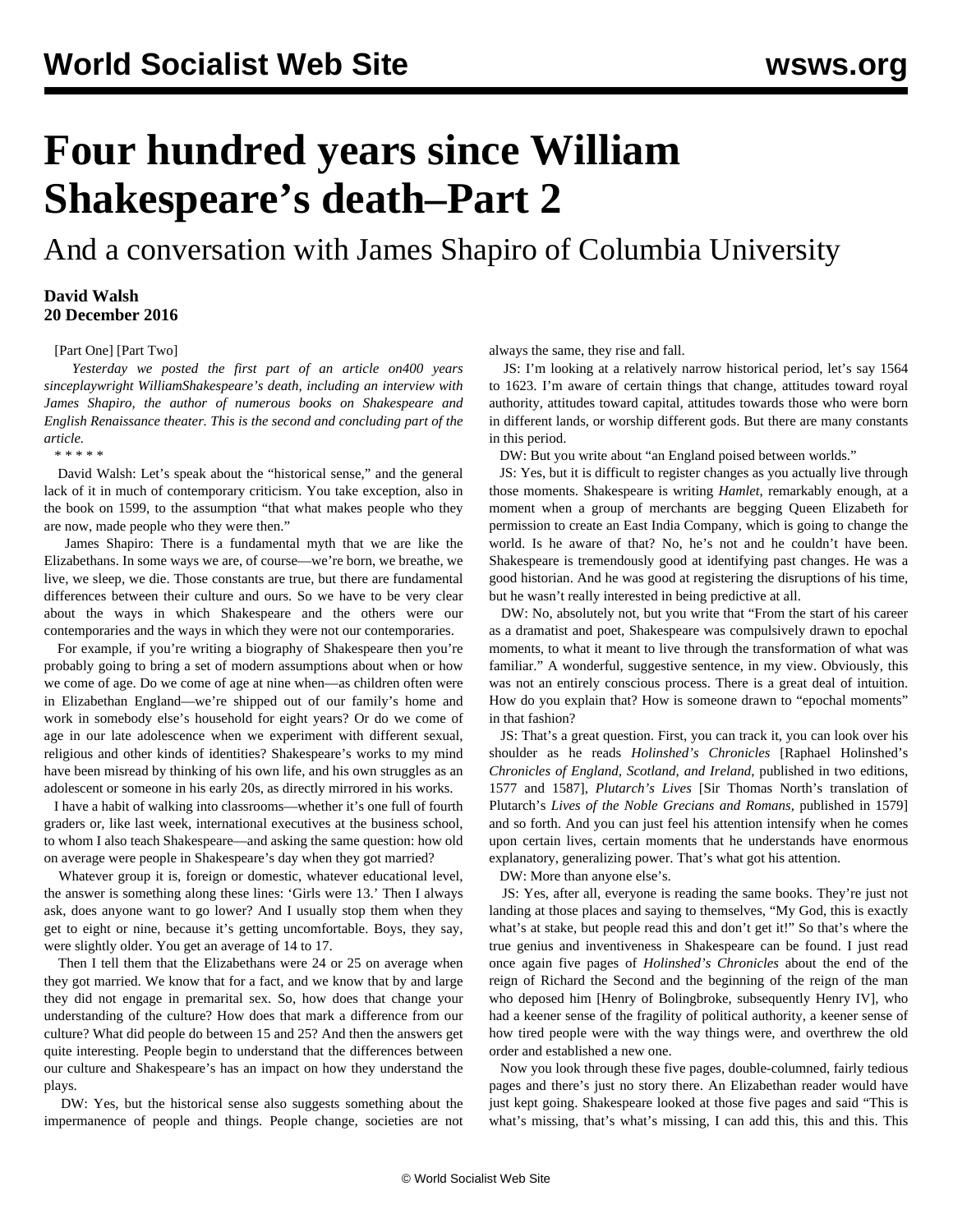# Four hundred years since William Shakespeare's death–Part 2

## And a conversation with James Shapiro of Columbia University

**David Walsh**
**20 December 2016**

[Part One] [Part Two]

*Yesterday we posted the first part of an article on400 years sinceplaywright WilliamShakespeare's death, including an interview with James Shapiro, the author of numerous books on Shakespeare and English Renaissance theater. This is the second and concluding part of the article.*

\* \* \* \* \*

David Walsh: Let's speak about the "historical sense," and the general lack of it in much of contemporary criticism. You take exception, also in the book on 1599, to the assumption "that what makes people who they are now, made people who they were then."

James Shapiro: There is a fundamental myth that we are like the Elizabethans. In some ways we are, of course—we're born, we breathe, we live, we sleep, we die. Those constants are true, but there are fundamental differences between their culture and ours. So we have to be very clear about the ways in which Shakespeare and the others were our contemporaries and the ways in which they were not our contemporaries.

For example, if you're writing a biography of Shakespeare then you're probably going to bring a set of modern assumptions about when or how we come of age. Do we come of age at nine when—as children often were in Elizabethan England—we're shipped out of our family's home and work in somebody else's household for eight years? Or do we come of age in our late adolescence when we experiment with different sexual, religious and other kinds of identities? Shakespeare's works to my mind have been misread by thinking of his own life, and his own struggles as an adolescent or someone in his early 20s, as directly mirrored in his works.

I have a habit of walking into classrooms—whether it's one full of fourth graders or, like last week, international executives at the business school, to whom I also teach Shakespeare—and asking the same question: how old on average were people in Shakespeare's day when they got married?

Whatever group it is, foreign or domestic, whatever educational level, the answer is something along these lines: 'Girls were 13.' Then I always ask, does anyone want to go lower? And I usually stop them when they get to eight or nine, because it's getting uncomfortable. Boys, they say, were slightly older. You get an average of 14 to 17.

Then I tell them that the Elizabethans were 24 or 25 on average when they got married. We know that for a fact, and we know that by and large they did not engage in premarital sex. So, how does that change your understanding of the culture? How does that mark a difference from our culture? What did people do between 15 and 25? And then the answers get quite interesting. People begin to understand that the differences between our culture and Shakespeare's has an impact on how they understand the plays.

DW: Yes, but the historical sense also suggests something about the impermanence of people and things. People change, societies are not always the same, they rise and fall.

JS: I'm looking at a relatively narrow historical period, let's say 1564 to 1623. I'm aware of certain things that change, attitudes toward royal authority, attitudes toward capital, attitudes towards those who were born in different lands, or worship different gods. But there are many constants in this period.

DW: But you write about "an England poised between worlds."

JS: Yes, but it is difficult to register changes as you actually live through those moments. Shakespeare is writing *Hamlet*, remarkably enough, at a moment when a group of merchants are begging Queen Elizabeth for permission to create an East India Company, which is going to change the world. Is he aware of that? No, he's not and he couldn't have been. Shakespeare is tremendously good at identifying past changes. He was a good historian. And he was good at registering the disruptions of his time, but he wasn't really interested in being predictive at all.

DW: No, absolutely not, but you write that "From the start of his career as a dramatist and poet, Shakespeare was compulsively drawn to epochal moments, to what it meant to live through the transformation of what was familiar." A wonderful, suggestive sentence, in my view. Obviously, this was not an entirely conscious process. There is a great deal of intuition. How do you explain that? How is someone drawn to "epochal moments" in that fashion?

JS: That's a great question. First, you can track it, you can look over his shoulder as he reads *Holinshed's Chronicles* [Raphael Holinshed's *Chronicles of England, Scotland, and Ireland*, published in two editions, 1577 and 1587], *Plutarch's Lives* [Sir Thomas North's translation of Plutarch's *Lives of the Noble Grecians and Romans*, published in 1579] and so forth. And you can just feel his attention intensify when he comes upon certain lives, certain moments that he understands have enormous explanatory, generalizing power. That's what got his attention.

DW: More than anyone else's.

JS: Yes, after all, everyone is reading the same books. They're just not landing at those places and saying to themselves, "My God, this is exactly what's at stake, but people read this and don't get it!" So that's where the true genius and inventiveness in Shakespeare can be found. I just read once again five pages of *Holinshed's Chronicles* about the end of the reign of Richard the Second and the beginning of the reign of the man who deposed him [Henry of Bolingbroke, subsequently Henry IV], who had a keener sense of the fragility of political authority, a keener sense of how tired people were with the way things were, and overthrew the old order and established a new one.

Now you look through these five pages, double-columned, fairly tedious pages and there's just no story there. An Elizabethan reader would have just kept going. Shakespeare looked at those five pages and said "This is what's missing, that's what's missing, I can add this, this and this. This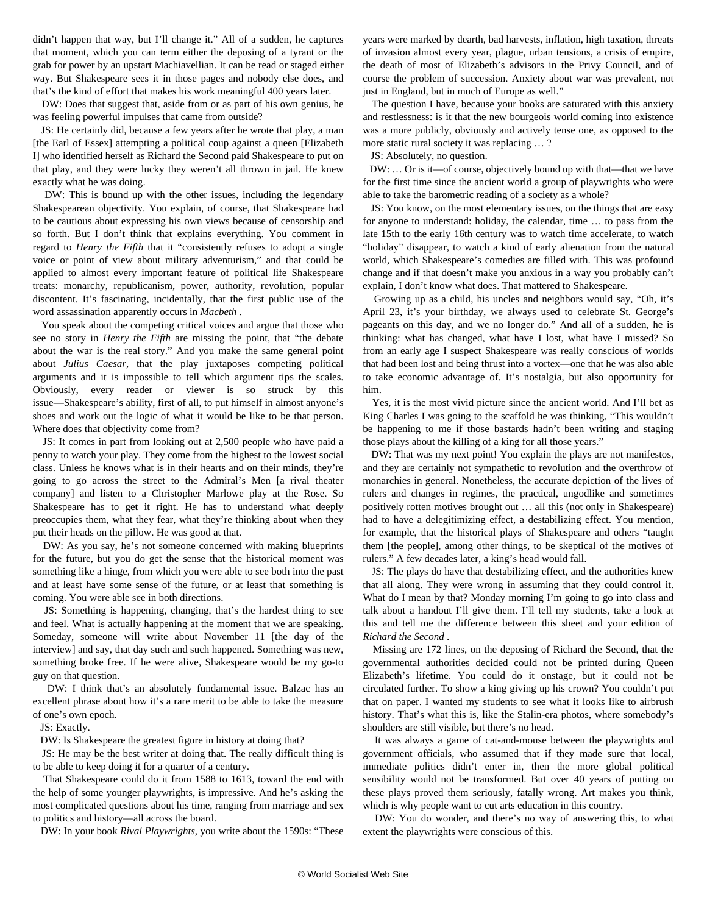didn't happen that way, but I'll change it." All of a sudden, he captures that moment, which you can term either the deposing of a tyrant or the grab for power by an upstart Machiavellian. It can be read or staged either way. But Shakespeare sees it in those pages and nobody else does, and that's the kind of effort that makes his work meaningful 400 years later.

DW: Does that suggest that, aside from or as part of his own genius, he was feeling powerful impulses that came from outside?

JS: He certainly did, because a few years after he wrote that play, a man [the Earl of Essex] attempting a political coup against a queen [Elizabeth I] who identified herself as Richard the Second paid Shakespeare to put on that play, and they were lucky they weren't all thrown in jail. He knew exactly what he was doing.

DW: This is bound up with the other issues, including the legendary Shakespearean objectivity. You explain, of course, that Shakespeare had to be cautious about expressing his own views because of censorship and so forth. But I don't think that explains everything. You comment in regard to *Henry the Fifth* that it "consistently refuses to adopt a single voice or point of view about military adventurism," and that could be applied to almost every important feature of political life Shakespeare treats: monarchy, republicanism, power, authority, revolution, popular discontent. It's fascinating, incidentally, that the first public use of the word assassination apparently occurs in *Macbeth* .

You speak about the competing critical voices and argue that those who see no story in *Henry the Fifth* are missing the point, that "the debate about the war is the real story." And you make the same general point about *Julius Caesar*, that the play juxtaposes competing political arguments and it is impossible to tell which argument tips the scales. Obviously, every reader or viewer is so struck by this issue—Shakespeare's ability, first of all, to put himself in almost anyone's shoes and work out the logic of what it would be like to be that person. Where does that objectivity come from?

JS: It comes in part from looking out at 2,500 people who have paid a penny to watch your play. They come from the highest to the lowest social class. Unless he knows what is in their hearts and on their minds, they're going to go across the street to the Admiral's Men [a rival theater company] and listen to a Christopher Marlowe play at the Rose. So Shakespeare has to get it right. He has to understand what deeply preoccupies them, what they fear, what they're thinking about when they put their heads on the pillow. He was good at that.

DW: As you say, he's not someone concerned with making blueprints for the future, but you do get the sense that the historical moment was something like a hinge, from which you were able to see both into the past and at least have some sense of the future, or at least that something is coming. You were able see in both directions.

JS: Something is happening, changing, that's the hardest thing to see and feel. What is actually happening at the moment that we are speaking. Someday, someone will write about November 11 [the day of the interview] and say, that day such and such happened. Something was new, something broke free. If he were alive, Shakespeare would be my go-to guy on that question.

DW: I think that's an absolutely fundamental issue. Balzac has an excellent phrase about how it's a rare merit to be able to take the measure of one's own epoch.

JS: Exactly.

DW: Is Shakespeare the greatest figure in history at doing that?

JS: He may be the best writer at doing that. The really difficult thing is to be able to keep doing it for a quarter of a century.

That Shakespeare could do it from 1588 to 1613, toward the end with the help of some younger playwrights, is impressive. And he's asking the most complicated questions about his time, ranging from marriage and sex to politics and history—all across the board.

DW: In your book *Rival Playwrights*, you write about the 1590s: "These years were marked by dearth, bad harvests, inflation, high taxation, threats of invasion almost every year, plague, urban tensions, a crisis of empire, the death of most of Elizabeth's advisors in the Privy Council, and of course the problem of succession. Anxiety about war was prevalent, not just in England, but in much of Europe as well."

The question I have, because your books are saturated with this anxiety and restlessness: is it that the new bourgeois world coming into existence was a more publicly, obviously and actively tense one, as opposed to the more static rural society it was replacing … ?

JS: Absolutely, no question.

DW: … Or is it—of course, objectively bound up with that—that we have for the first time since the ancient world a group of playwrights who were able to take the barometric reading of a society as a whole?

JS: You know, on the most elementary issues, on the things that are easy for anyone to understand: holiday, the calendar, time … to pass from the late 15th to the early 16th century was to watch time accelerate, to watch "holiday" disappear, to watch a kind of early alienation from the natural world, which Shakespeare's comedies are filled with. This was profound change and if that doesn't make you anxious in a way you probably can't explain, I don't know what does. That mattered to Shakespeare.

Growing up as a child, his uncles and neighbors would say, "Oh, it's April 23, it's your birthday, we always used to celebrate St. George's pageants on this day, and we no longer do." And all of a sudden, he is thinking: what has changed, what have I lost, what have I missed? So from an early age I suspect Shakespeare was really conscious of worlds that had been lost and being thrust into a vortex—one that he was also able to take economic advantage of. It's nostalgia, but also opportunity for him.

Yes, it is the most vivid picture since the ancient world. And I'll bet as King Charles I was going to the scaffold he was thinking, "This wouldn't be happening to me if those bastards hadn't been writing and staging those plays about the killing of a king for all those years."

DW: That was my next point! You explain the plays are not manifestos, and they are certainly not sympathetic to revolution and the overthrow of monarchies in general. Nonetheless, the accurate depiction of the lives of rulers and changes in regimes, the practical, ungodlike and sometimes positively rotten motives brought out … all this (not only in Shakespeare) had to have a delegitimizing effect, a destabilizing effect. You mention, for example, that the historical plays of Shakespeare and others "taught them [the people], among other things, to be skeptical of the motives of rulers." A few decades later, a king's head would fall.

JS: The plays do have that destabilizing effect, and the authorities knew that all along. They were wrong in assuming that they could control it. What do I mean by that? Monday morning I'm going to go into class and talk about a handout I'll give them. I'll tell my students, take a look at this and tell me the difference between this sheet and your edition of *Richard the Second* .

Missing are 172 lines, on the deposing of Richard the Second, that the governmental authorities decided could not be printed during Queen Elizabeth's lifetime. You could do it onstage, but it could not be circulated further. To show a king giving up his crown? You couldn't put that on paper. I wanted my students to see what it looks like to airbrush history. That's what this is, like the Stalin-era photos, where somebody's shoulders are still visible, but there's no head.

It was always a game of cat-and-mouse between the playwrights and government officials, who assumed that if they made sure that local, immediate politics didn't enter in, then the more global political sensibility would not be transformed. But over 40 years of putting on these plays proved them seriously, fatally wrong. Art makes you think, which is why people want to cut arts education in this country.

DW: You do wonder, and there's no way of answering this, to what extent the playwrights were conscious of this.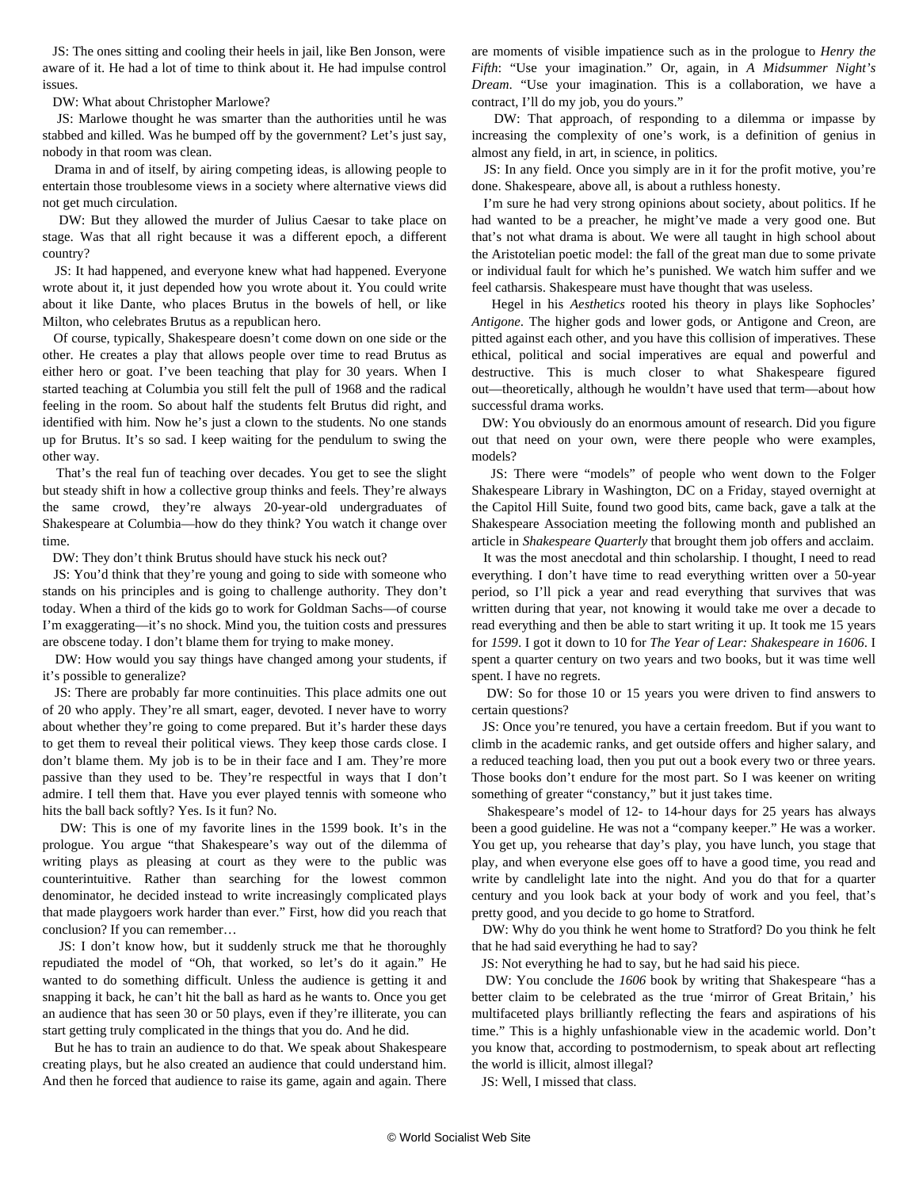JS: The ones sitting and cooling their heels in jail, like Ben Jonson, were aware of it. He had a lot of time to think about it. He had impulse control issues.

DW: What about Christopher Marlowe?

JS: Marlowe thought he was smarter than the authorities until he was stabbed and killed. Was he bumped off by the government? Let's just say, nobody in that room was clean.

Drama in and of itself, by airing competing ideas, is allowing people to entertain those troublesome views in a society where alternative views did not get much circulation.

DW: But they allowed the murder of Julius Caesar to take place on stage. Was that all right because it was a different epoch, a different country?

JS: It had happened, and everyone knew what had happened. Everyone wrote about it, it just depended how you wrote about it. You could write about it like Dante, who places Brutus in the bowels of hell, or like Milton, who celebrates Brutus as a republican hero.

Of course, typically, Shakespeare doesn't come down on one side or the other. He creates a play that allows people over time to read Brutus as either hero or goat. I've been teaching that play for 30 years. When I started teaching at Columbia you still felt the pull of 1968 and the radical feeling in the room. So about half the students felt Brutus did right, and identified with him. Now he's just a clown to the students. No one stands up for Brutus. It's so sad. I keep waiting for the pendulum to swing the other way.

That's the real fun of teaching over decades. You get to see the slight but steady shift in how a collective group thinks and feels. They're always the same crowd, they're always 20-year-old undergraduates of Shakespeare at Columbia—how do they think? You watch it change over time.

DW: They don't think Brutus should have stuck his neck out?

JS: You'd think that they're young and going to side with someone who stands on his principles and is going to challenge authority. They don't today. When a third of the kids go to work for Goldman Sachs—of course I'm exaggerating—it's no shock. Mind you, the tuition costs and pressures are obscene today. I don't blame them for trying to make money.

DW: How would you say things have changed among your students, if it's possible to generalize?

JS: There are probably far more continuities. This place admits one out of 20 who apply. They're all smart, eager, devoted. I never have to worry about whether they're going to come prepared. But it's harder these days to get them to reveal their political views. They keep those cards close. I don't blame them. My job is to be in their face and I am. They're more passive than they used to be. They're respectful in ways that I don't admire. I tell them that. Have you ever played tennis with someone who hits the ball back softly? Yes. Is it fun? No.

DW: This is one of my favorite lines in the 1599 book. It's in the prologue. You argue "that Shakespeare's way out of the dilemma of writing plays as pleasing at court as they were to the public was counterintuitive. Rather than searching for the lowest common denominator, he decided instead to write increasingly complicated plays that made playgoers work harder than ever." First, how did you reach that conclusion? If you can remember…

JS: I don't know how, but it suddenly struck me that he thoroughly repudiated the model of "Oh, that worked, so let's do it again." He wanted to do something difficult. Unless the audience is getting it and snapping it back, he can't hit the ball as hard as he wants to. Once you get an audience that has seen 30 or 50 plays, even if they're illiterate, you can start getting truly complicated in the things that you do. And he did.

But he has to train an audience to do that. We speak about Shakespeare creating plays, but he also created an audience that could understand him. And then he forced that audience to raise its game, again and again. There are moments of visible impatience such as in the prologue to *Henry the Fifth*: "Use your imagination." Or, again, in *A Midsummer Night's Dream*. "Use your imagination. This is a collaboration, we have a contract, I'll do my job, you do yours."

DW: That approach, of responding to a dilemma or impasse by increasing the complexity of one's work, is a definition of genius in almost any field, in art, in science, in politics.

JS: In any field. Once you simply are in it for the profit motive, you're done. Shakespeare, above all, is about a ruthless honesty.

I'm sure he had very strong opinions about society, about politics. If he had wanted to be a preacher, he might've made a very good one. But that's not what drama is about. We were all taught in high school about the Aristotelian poetic model: the fall of the great man due to some private or individual fault for which he's punished. We watch him suffer and we feel catharsis. Shakespeare must have thought that was useless.

Hegel in his *Aesthetics* rooted his theory in plays like Sophocles' *Antigone*. The higher gods and lower gods, or Antigone and Creon, are pitted against each other, and you have this collision of imperatives. These ethical, political and social imperatives are equal and powerful and destructive. This is much closer to what Shakespeare figured out—theoretically, although he wouldn't have used that term—about how successful drama works.

DW: You obviously do an enormous amount of research. Did you figure out that need on your own, were there people who were examples, models?

JS: There were "models" of people who went down to the Folger Shakespeare Library in Washington, DC on a Friday, stayed overnight at the Capitol Hill Suite, found two good bits, came back, gave a talk at the Shakespeare Association meeting the following month and published an article in *Shakespeare Quarterly* that brought them job offers and acclaim.

It was the most anecdotal and thin scholarship. I thought, I need to read everything. I don't have time to read everything written over a 50-year period, so I'll pick a year and read everything that survives that was written during that year, not knowing it would take me over a decade to read everything and then be able to start writing it up. It took me 15 years for *1599*. I got it down to 10 for *The Year of Lear: Shakespeare in 1606*. I spent a quarter century on two years and two books, but it was time well spent. I have no regrets.

DW: So for those 10 or 15 years you were driven to find answers to certain questions?

JS: Once you're tenured, you have a certain freedom. But if you want to climb in the academic ranks, and get outside offers and higher salary, and a reduced teaching load, then you put out a book every two or three years. Those books don't endure for the most part. So I was keener on writing something of greater "constancy," but it just takes time.

Shakespeare's model of 12- to 14-hour days for 25 years has always been a good guideline. He was not a "company keeper." He was a worker. You get up, you rehearse that day's play, you have lunch, you stage that play, and when everyone else goes off to have a good time, you read and write by candlelight late into the night. And you do that for a quarter century and you look back at your body of work and you feel, that's pretty good, and you decide to go home to Stratford.

DW: Why do you think he went home to Stratford? Do you think he felt that he had said everything he had to say?

JS: Not everything he had to say, but he had said his piece.

DW: You conclude the *1606* book by writing that Shakespeare "has a better claim to be celebrated as the true 'mirror of Great Britain,' his multifaceted plays brilliantly reflecting the fears and aspirations of his time." This is a highly unfashionable view in the academic world. Don't you know that, according to postmodernism, to speak about art reflecting the world is illicit, almost illegal?

JS: Well, I missed that class.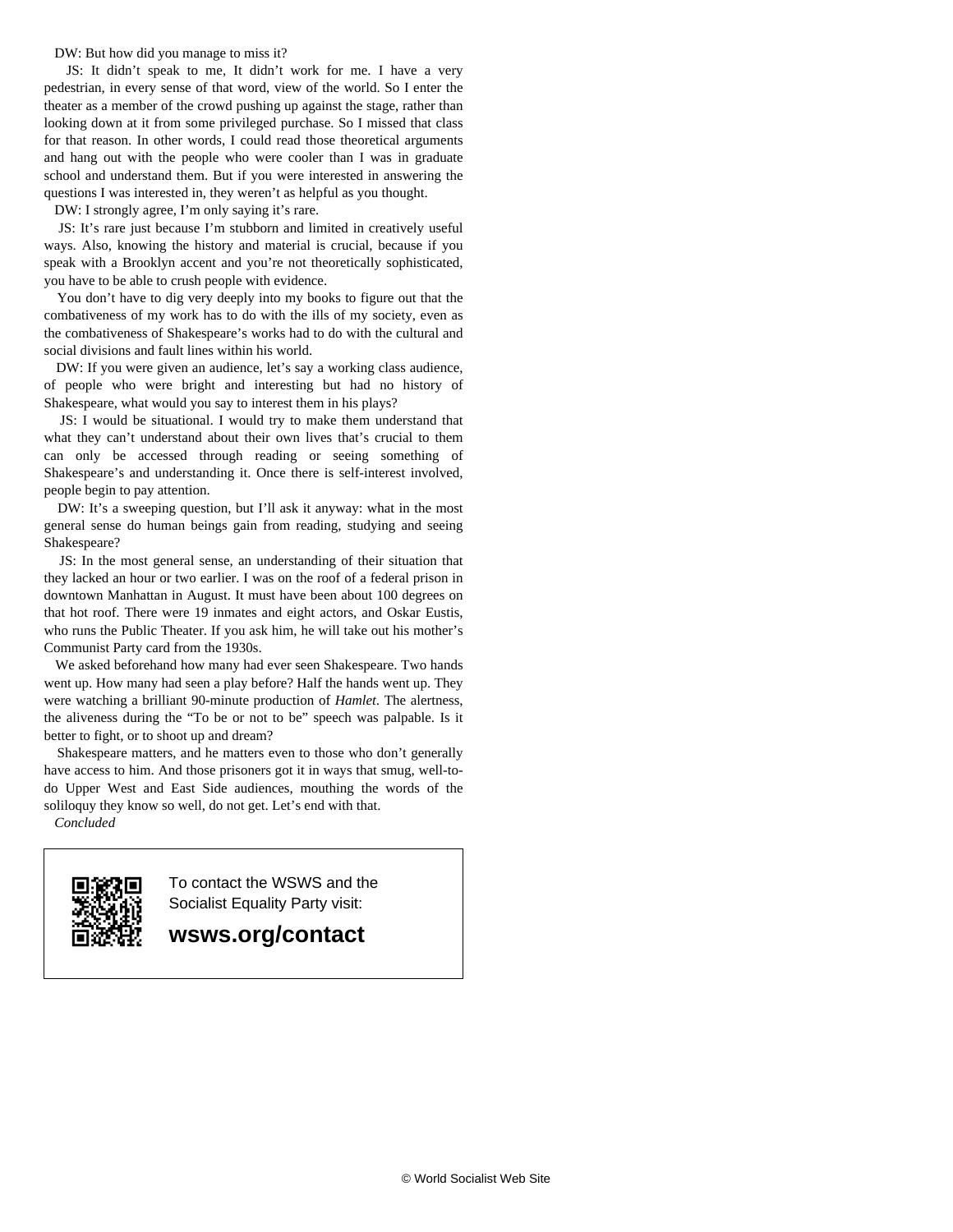DW: But how did you manage to miss it?

JS: It didn't speak to me, It didn't work for me. I have a very pedestrian, in every sense of that word, view of the world. So I enter the theater as a member of the crowd pushing up against the stage, rather than looking down at it from some privileged purchase. So I missed that class for that reason. In other words, I could read those theoretical arguments and hang out with the people who were cooler than I was in graduate school and understand them. But if you were interested in answering the questions I was interested in, they weren't as helpful as you thought.

DW: I strongly agree, I'm only saying it's rare.

JS: It's rare just because I'm stubborn and limited in creatively useful ways. Also, knowing the history and material is crucial, because if you speak with a Brooklyn accent and you're not theoretically sophisticated, you have to be able to crush people with evidence.

You don't have to dig very deeply into my books to figure out that the combativeness of my work has to do with the ills of my society, even as the combativeness of Shakespeare's works had to do with the cultural and social divisions and fault lines within his world.

DW: If you were given an audience, let's say a working class audience, of people who were bright and interesting but had no history of Shakespeare, what would you say to interest them in his plays?

JS: I would be situational. I would try to make them understand that what they can't understand about their own lives that's crucial to them can only be accessed through reading or seeing something of Shakespeare's and understanding it. Once there is self-interest involved, people begin to pay attention.

DW: It's a sweeping question, but I'll ask it anyway: what in the most general sense do human beings gain from reading, studying and seeing Shakespeare?

JS: In the most general sense, an understanding of their situation that they lacked an hour or two earlier. I was on the roof of a federal prison in downtown Manhattan in August. It must have been about 100 degrees on that hot roof. There were 19 inmates and eight actors, and Oskar Eustis, who runs the Public Theater. If you ask him, he will take out his mother's Communist Party card from the 1930s.

We asked beforehand how many had ever seen Shakespeare. Two hands went up. How many had seen a play before? Half the hands went up. They were watching a brilliant 90-minute production of *Hamlet*. The alertness, the aliveness during the "To be or not to be" speech was palpable. Is it better to fight, or to shoot up and dream?

Shakespeare matters, and he matters even to those who don't generally have access to him. And those prisoners got it in ways that smug, well-to-do Upper West and East Side audiences, mouthing the words of the soliloquy they know so well, do not get. Let's end with that.

*Concluded*

To contact the WSWS and the Socialist Equality Party visit:

**wsws.org/contact**